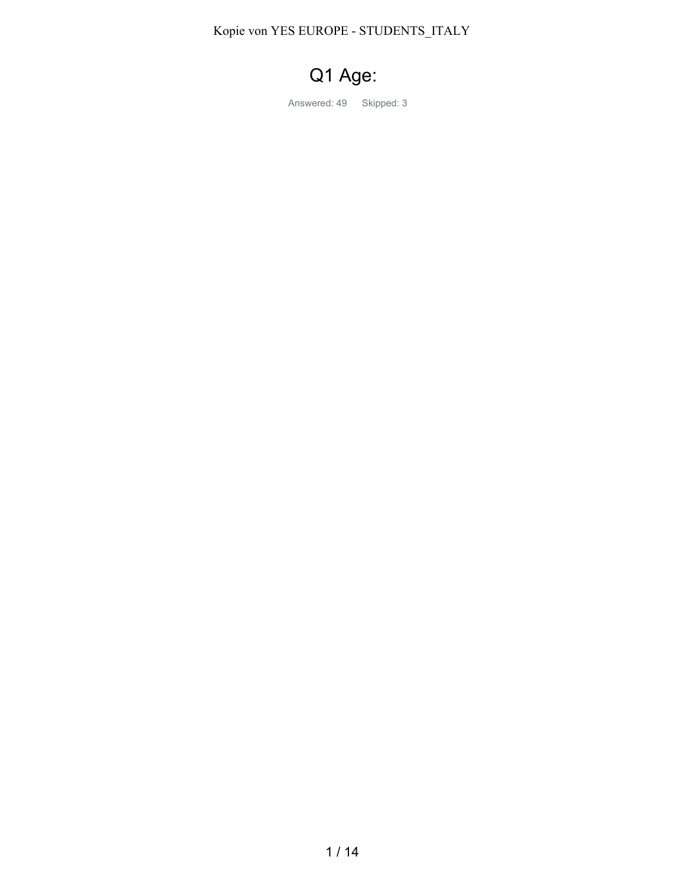# Q1 Age:

Answered: 49 Skipped: 3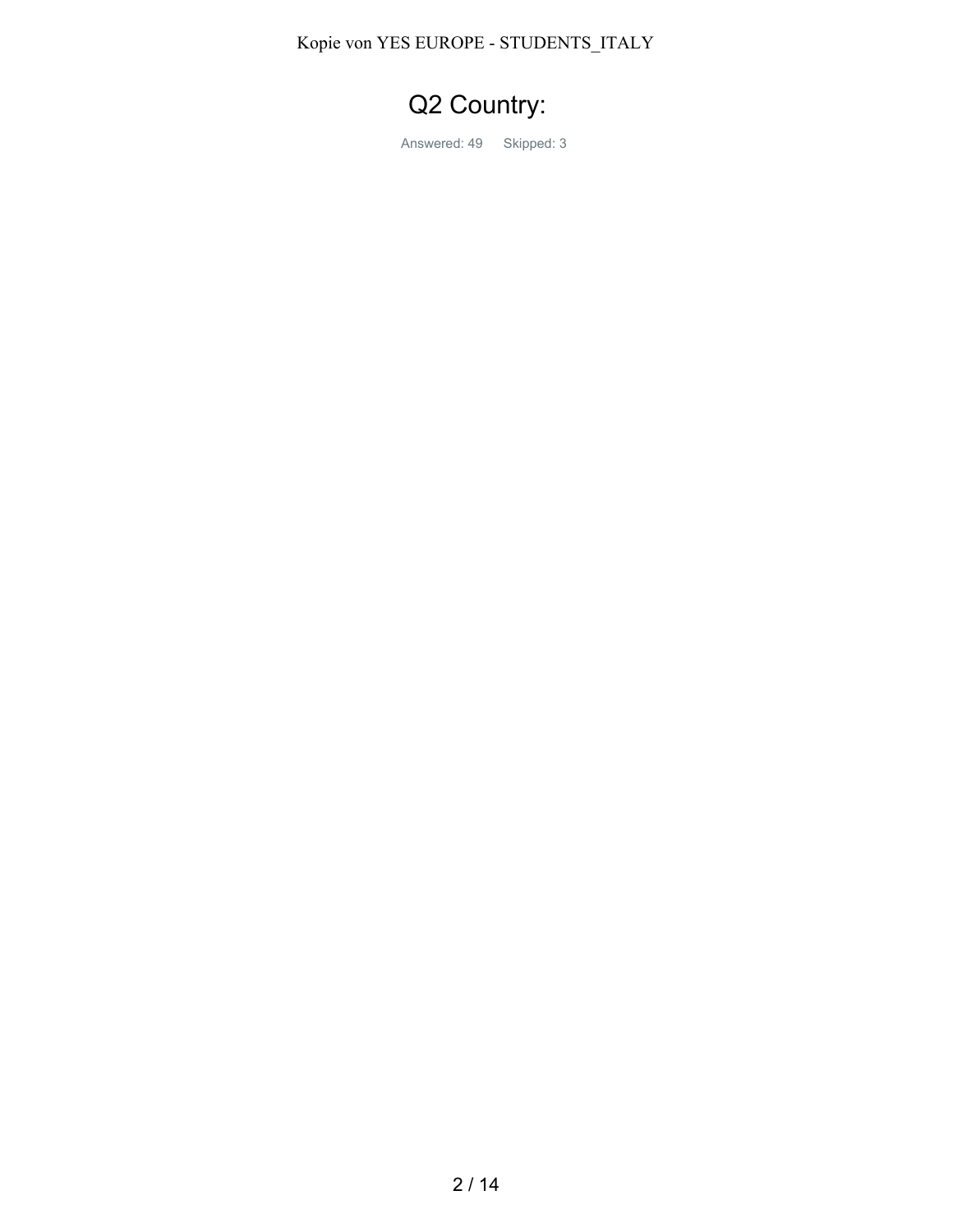# Q2 Country:

Answered: 49 Skipped: 3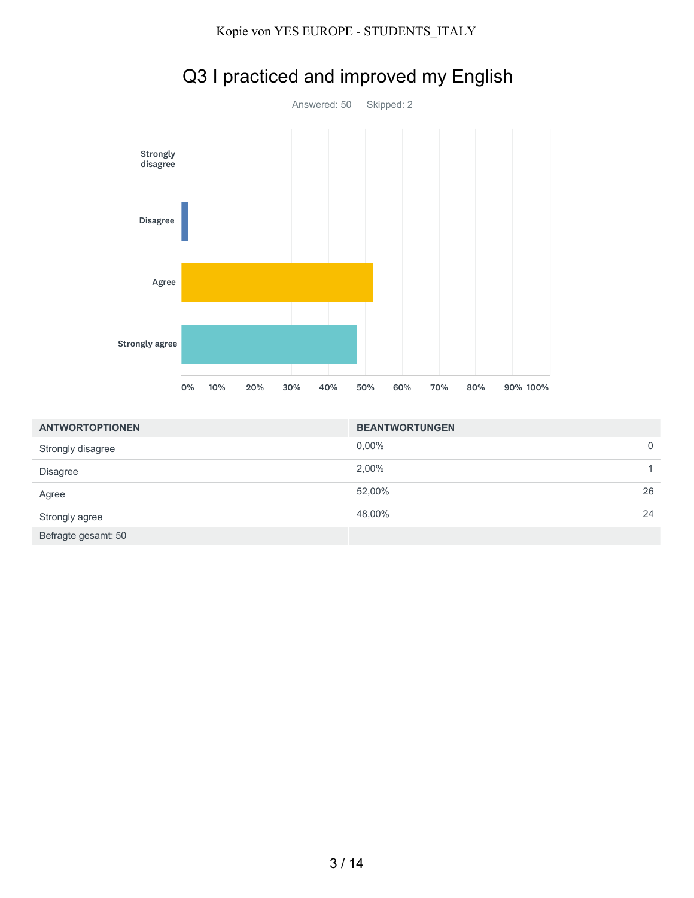# Q3 I practiced and improved my English

Answered: 50 Skipped: 2

| ANTWORTOPTIONEN | BEANTWORTUNGEN | |
|---|---|---|
| Strongly disagree | 0,00% | 0 |
| Disagree | 2,00% | 1 |
| Agree | 52,00% | 26 |
| Strongly agree | 48,00% | 24 |
| Befragte gesamt: 50 | | |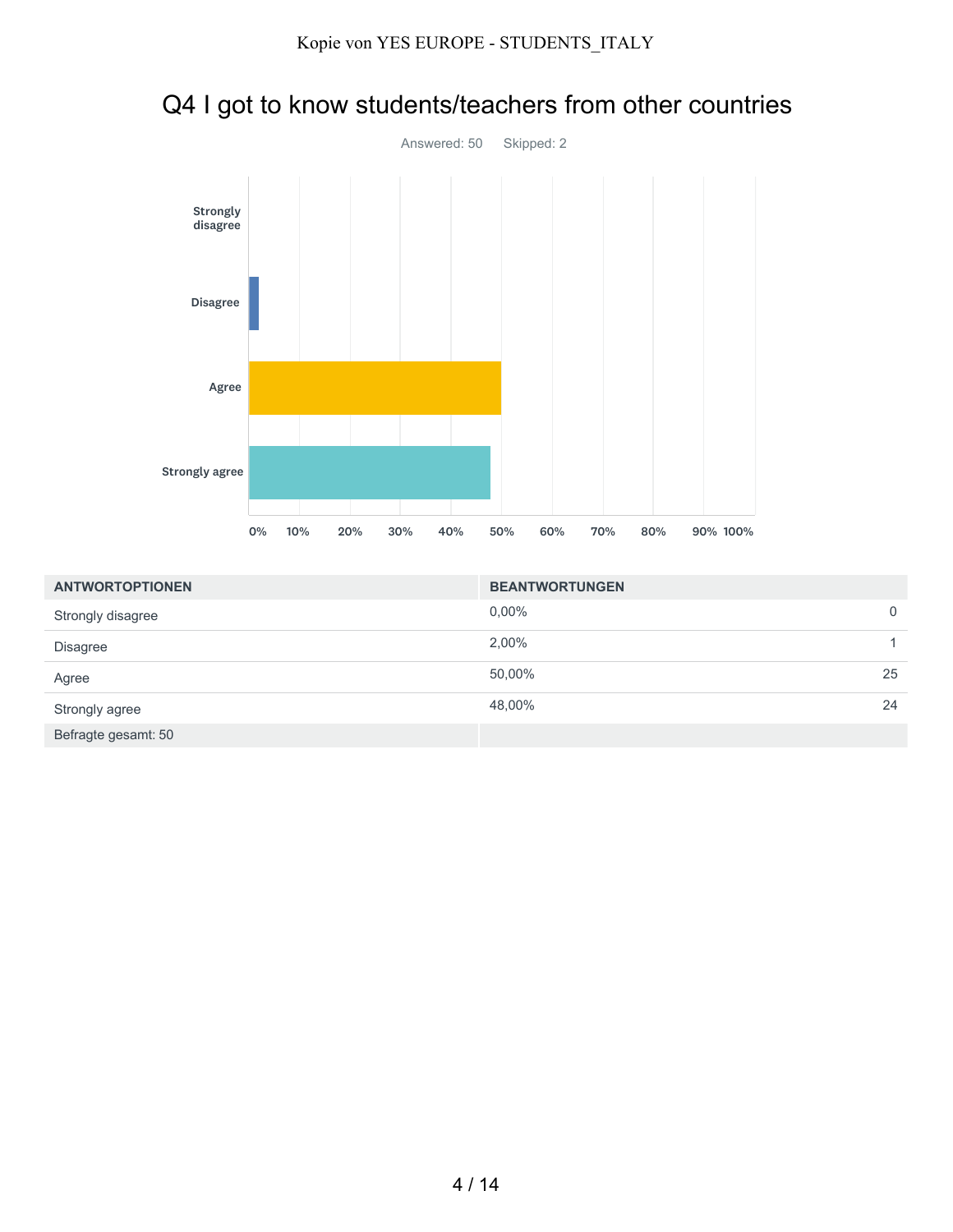# Q4 I got to know students/teachers from other countries

Answered: 50 Skipped: 2

| ANTWORTOPTIONEN | BEANTWORTUNGEN | |
|---|---|---|
| Strongly disagree | 0,00% | 0 |
| Disagree | 2,00% | 1 |
| Agree | 50,00% | 25 |
| Strongly agree | 48,00% | 24 |
| Befragte gesamt: 50 | | |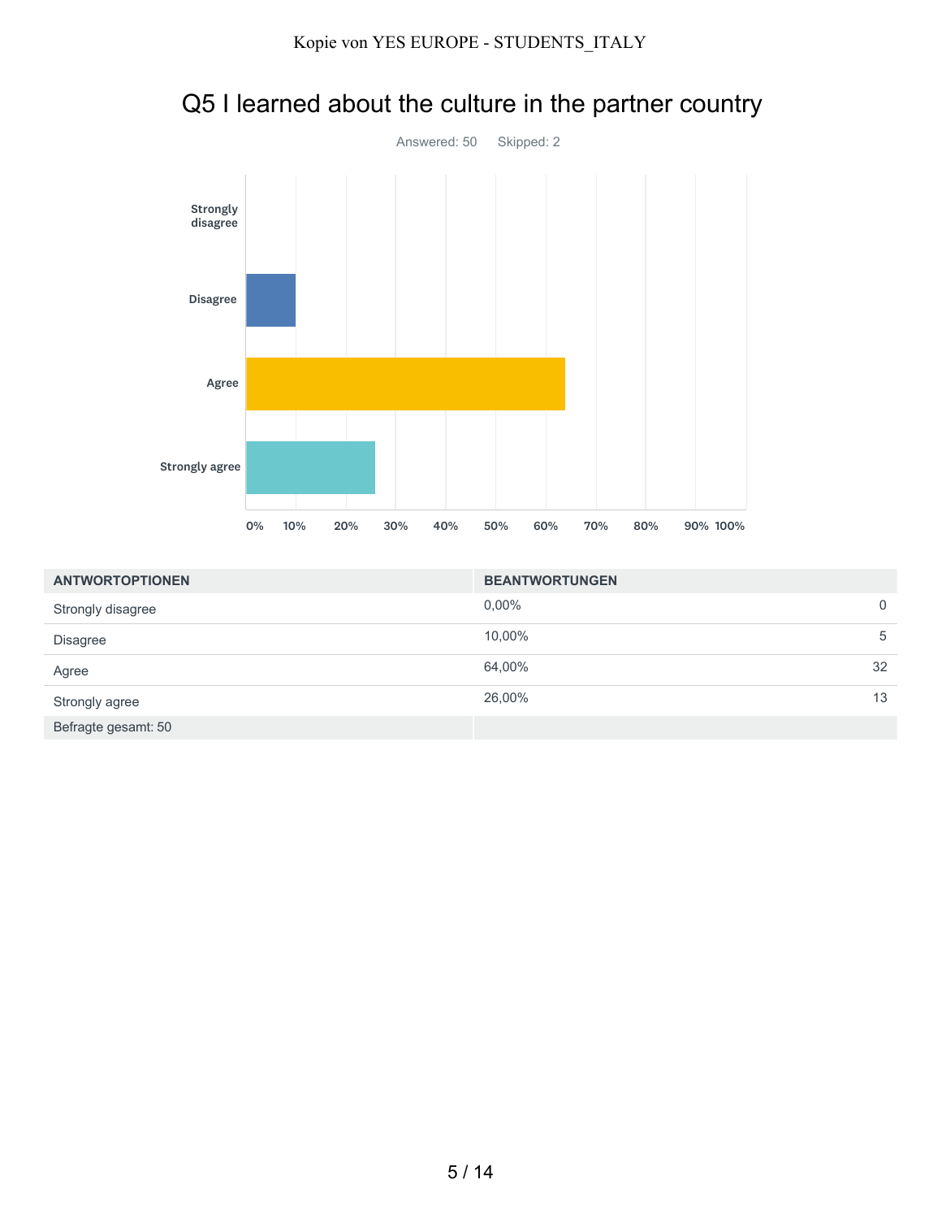# Q5 I learned about the culture in the partner country

Answered: 50 Skipped: 2

| ANTWORTOPTIONEN | BEANTWORTUNGEN | |
|---|---|---|
| Strongly disagree | 0,00% | 0 |
| Disagree | 10,00% | 5 |
| Agree | 64,00% | 32 |
| Strongly agree | 26,00% | 13 |
| Befragte gesamt: 50 | | |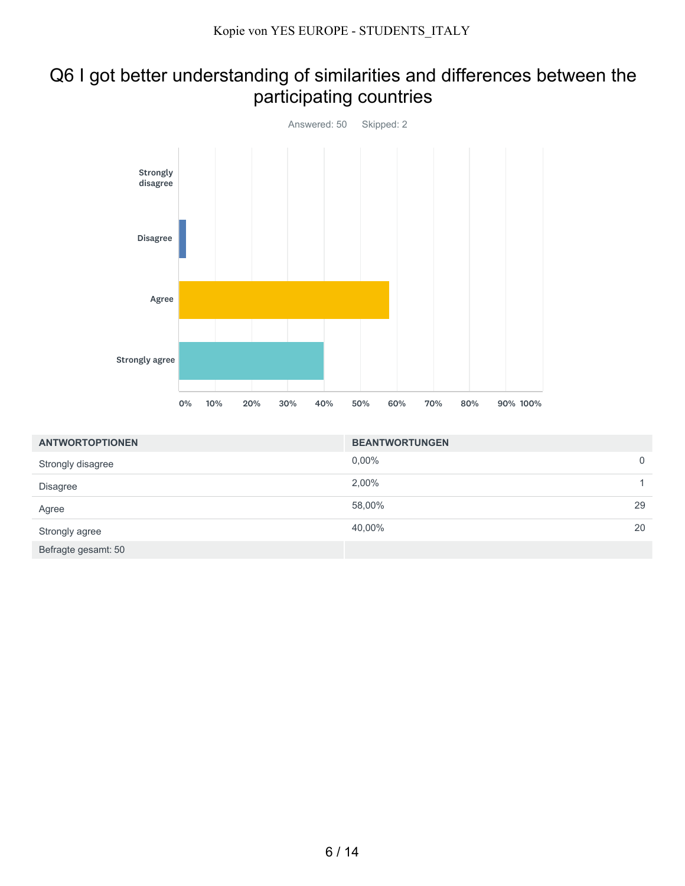# Q6 I got better understanding of similarities and differences between the participating countries

Answered: 50 Skipped: 2

| ANTWORTOPTIONEN | BEANTWORTUNGEN | |
|---|---|---|
| Strongly disagree | 0,00% | 0 |
| Disagree | 2,00% | 1 |
| Agree | 58,00% | 29 |
| Strongly agree | 40,00% | 20 |
| Befragte gesamt: 50 | | |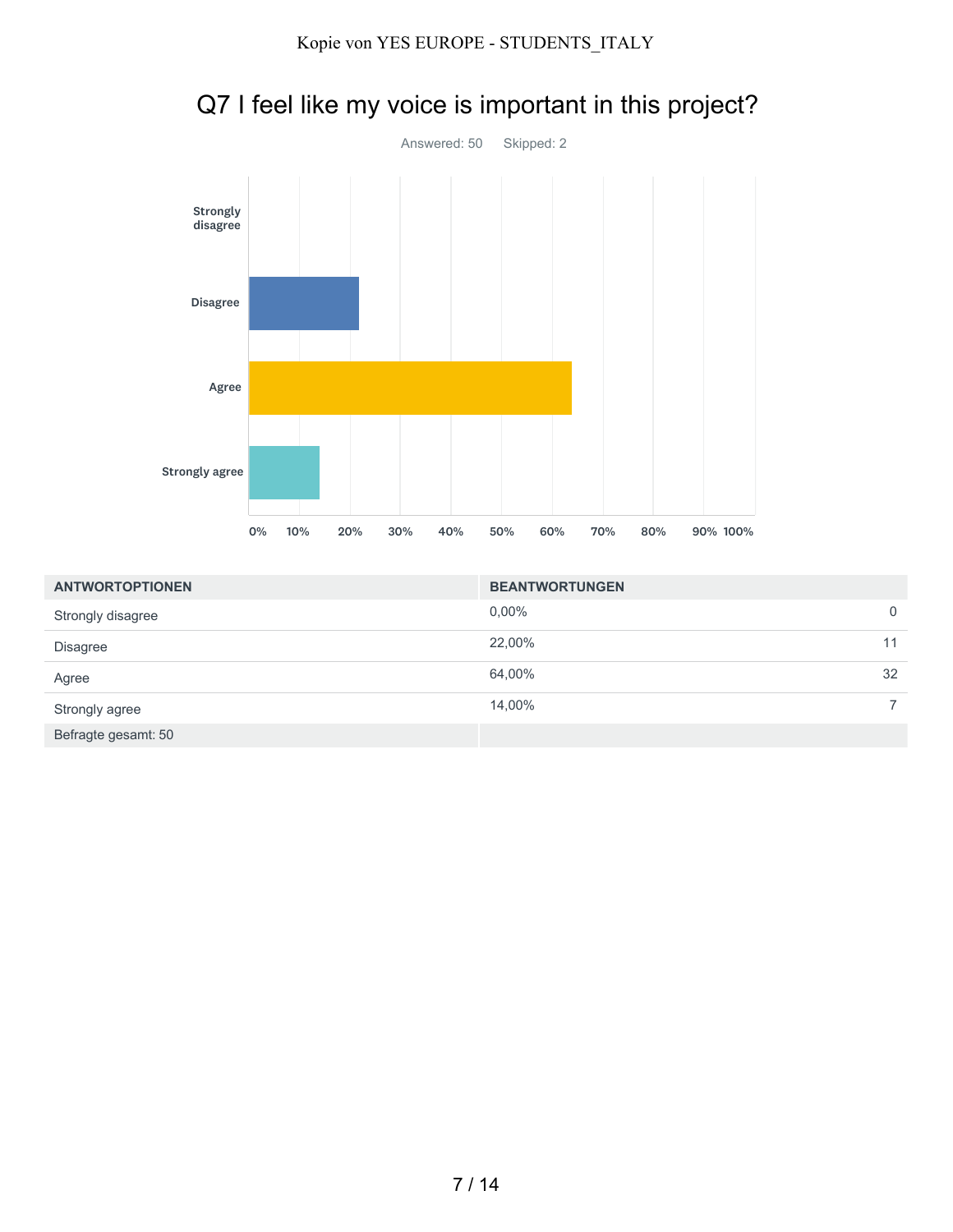# Q7 I feel like my voice is important in this project?

Answered: 50 Skipped: 2

| ANTWORTOPTIONEN | BEANTWORTUNGEN | |
|---|---|---|
| Strongly disagree | 0,00% | 0 |
| Disagree | 22,00% | 11 |
| Agree | 64,00% | 32 |
| Strongly agree | 14,00% | 7 |
| Befragte gesamt: 50 | | |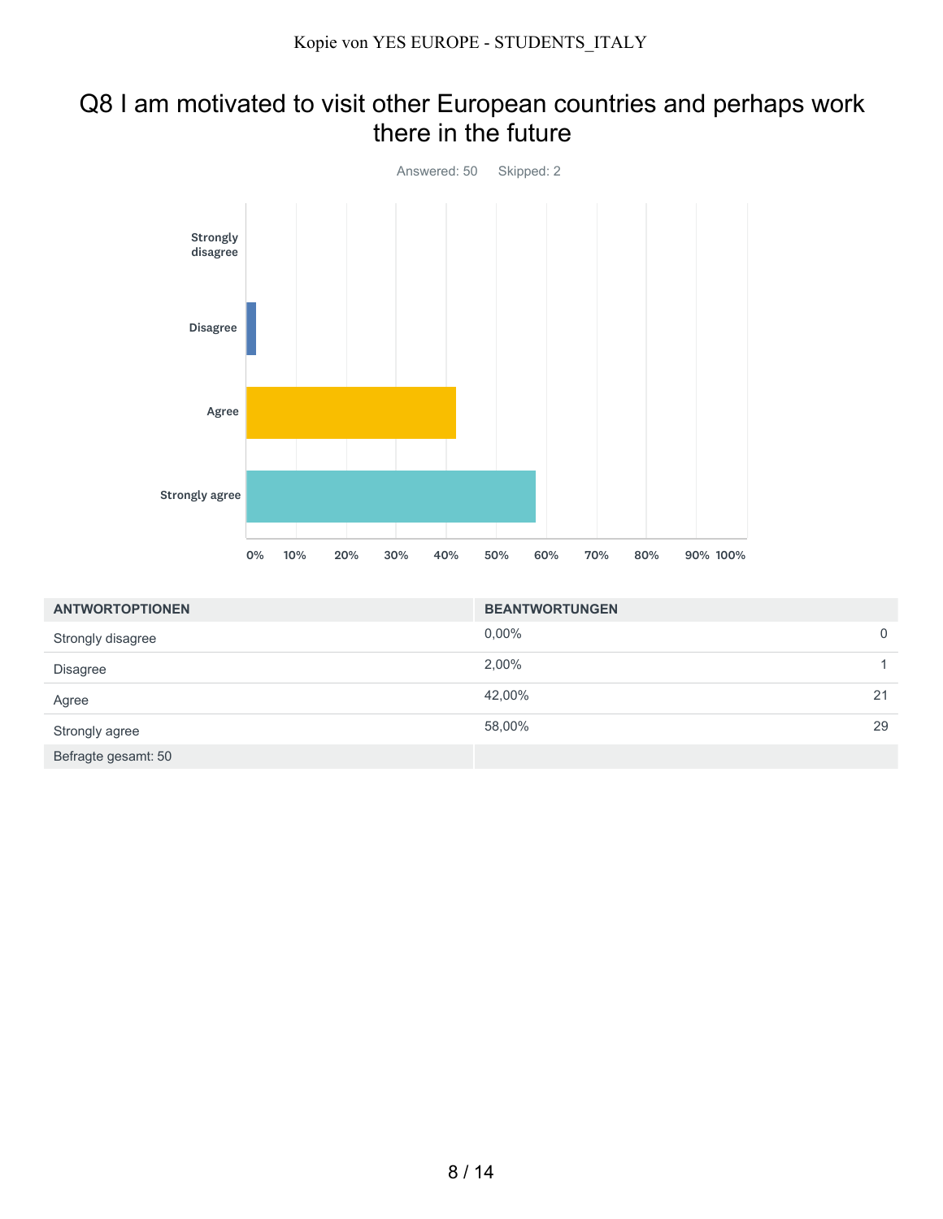# Q8 I am motivated to visit other European countries and perhaps work there in the future

Answered: 50 Skipped: 2

| ANTWORTOPTIONEN | BEANTWORTUNGEN | |
|---|---|---|
| Strongly disagree | 0,00% | 0 |
| Disagree | 2,00% | 1 |
| Agree | 42,00% | 21 |
| Strongly agree | 58,00% | 29 |
| Befragte gesamt: 50 | | |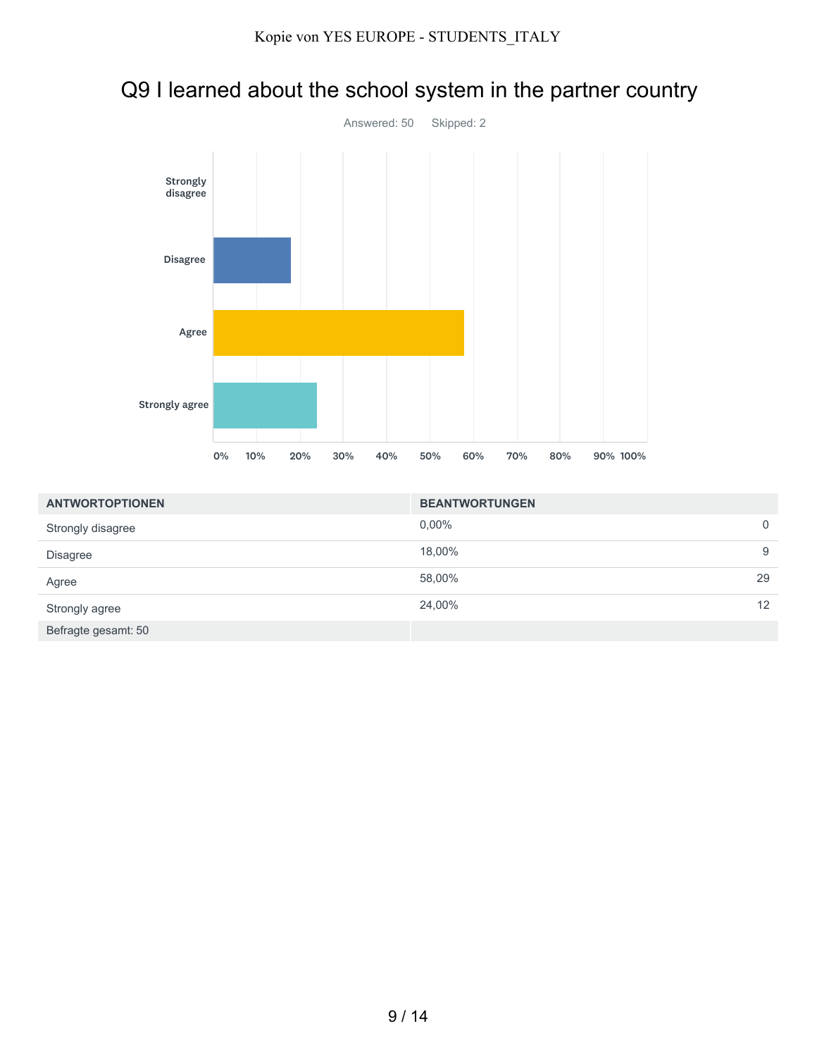# Q9 I learned about the school system in the partner country

Answered: 50 Skipped: 2

| ANTWORTOPTIONEN | BEANTWORTUNGEN | |
|---|---|---|
| Strongly disagree | 0,00% | 0 |
| Disagree | 18,00% | 9 |
| Agree | 58,00% | 29 |
| Strongly agree | 24,00% | 12 |
| Befragte gesamt: 50 | | |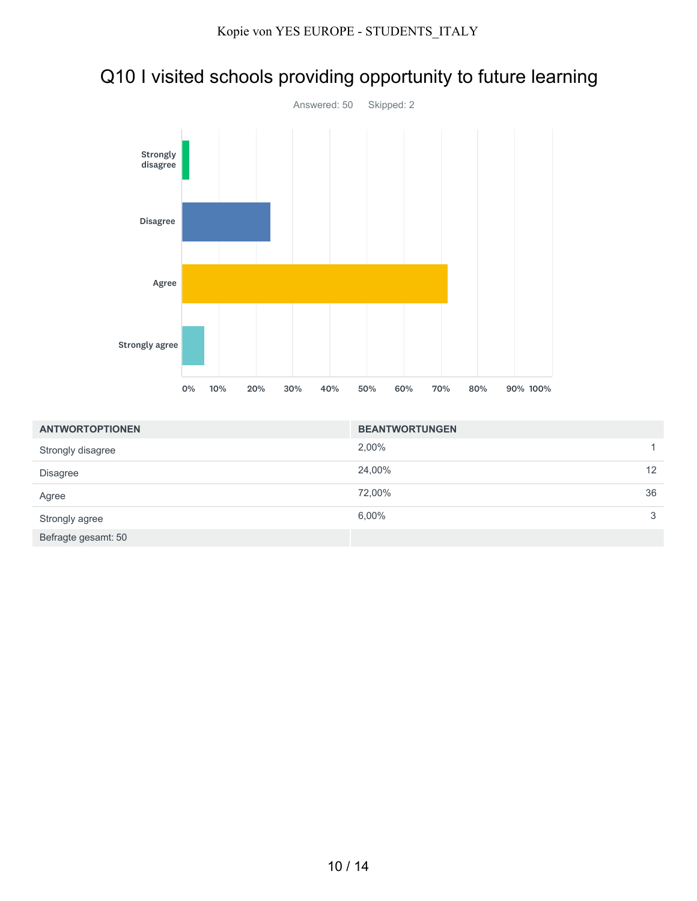# Q10 I visited schools providing opportunity to future learning

Answered: 50 Skipped: 2

| ANTWORTOPTIONEN | BEANTWORTUNGEN | |
|---|---|---|
| Strongly disagree | 2,00% | 1 |
| Disagree | 24,00% | 12 |
| Agree | 72,00% | 36 |
| Strongly agree | 6,00% | 3 |
| Befragte gesamt: 50 | | |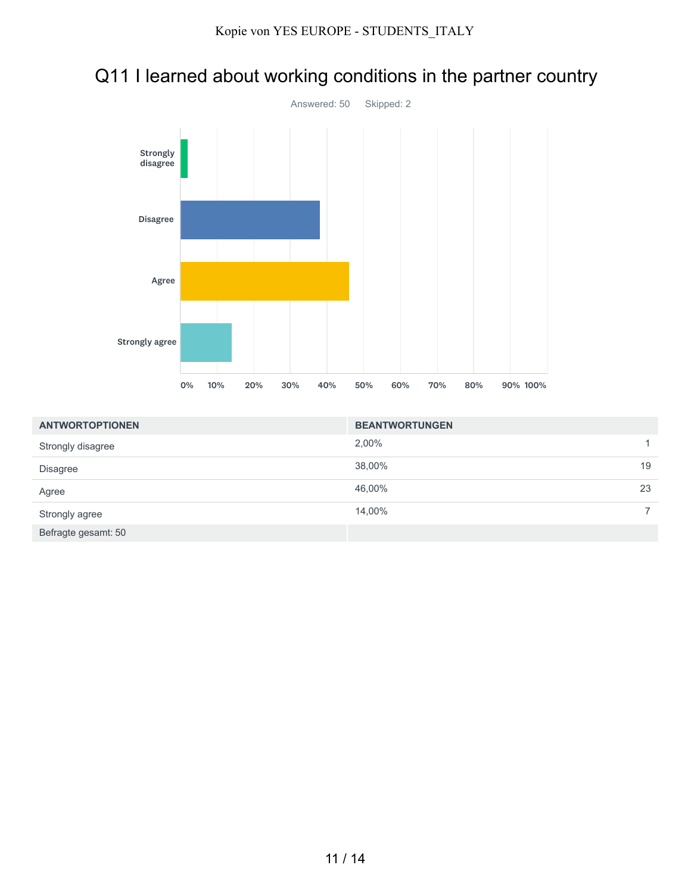# Q11 I learned about working conditions in the partner country

Answered: 50 Skipped: 2

| ANTWORTOPTIONEN | BEANTWORTUNGEN | |
|---|---|---|
| Strongly disagree | 2,00% | 1 |
| Disagree | 38,00% | 19 |
| Agree | 46,00% | 23 |
| Strongly agree | 14,00% | 7 |
| Befragte gesamt: 50 | | |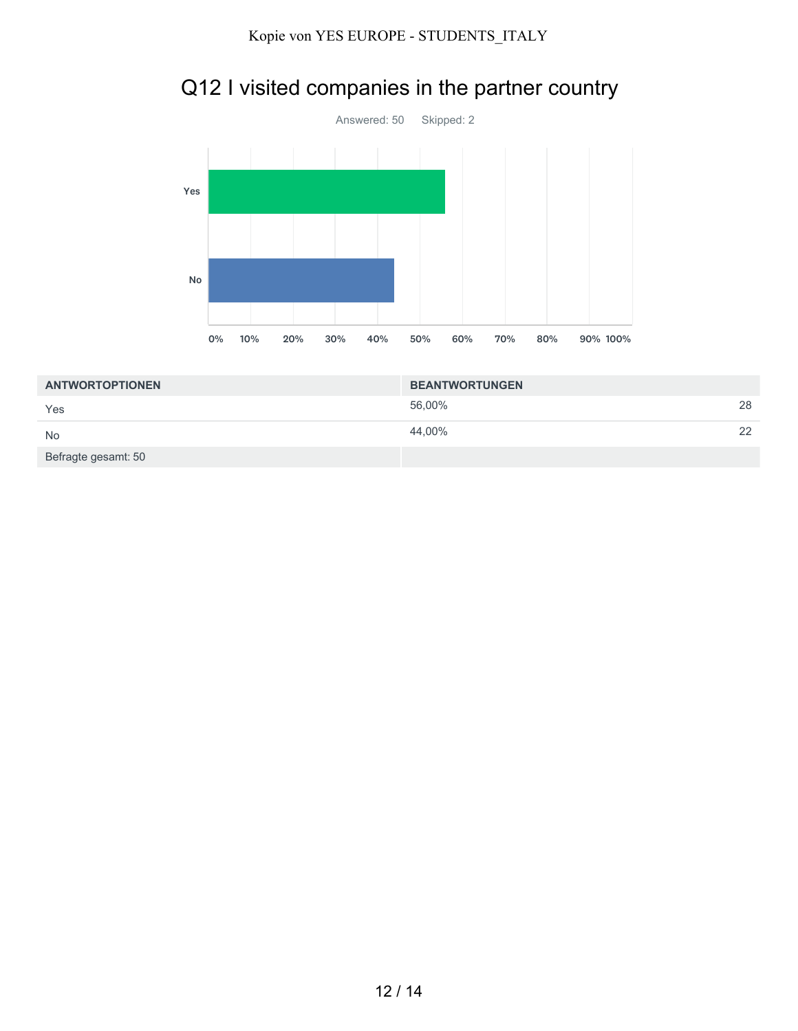# Q12 I visited companies in the partner country

Answered: 50 Skipped: 2

| ANTWORTOPTIONEN | BEANTWORTUNGEN | |
|---|---|---|
| Yes | 56,00% | 28 |
| No | 44,00% | 22 |
| Befragte gesamt: 50 | | |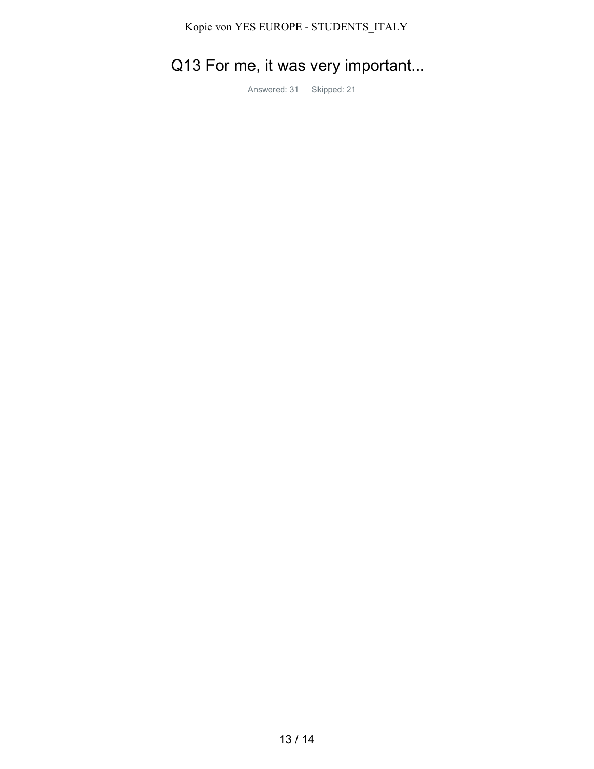# Q13 For me, it was very important...

Answered: 31 Skipped: 21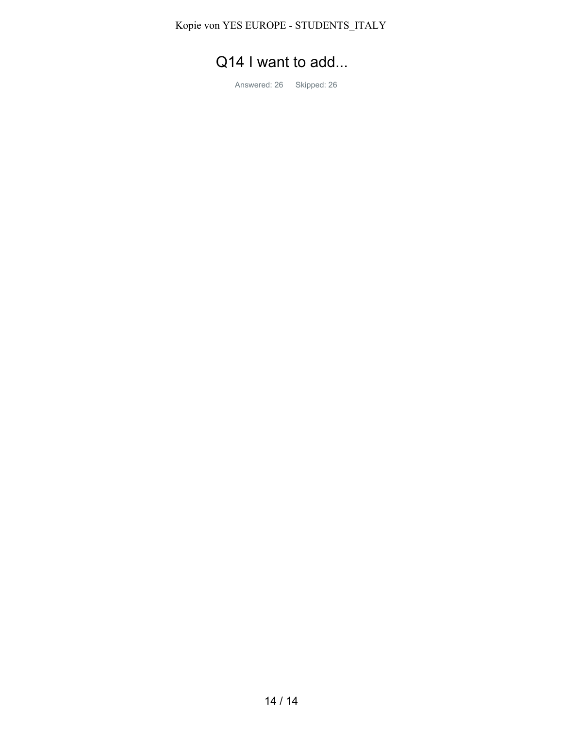# Q14 I want to add...

Answered: 26 Skipped: 26